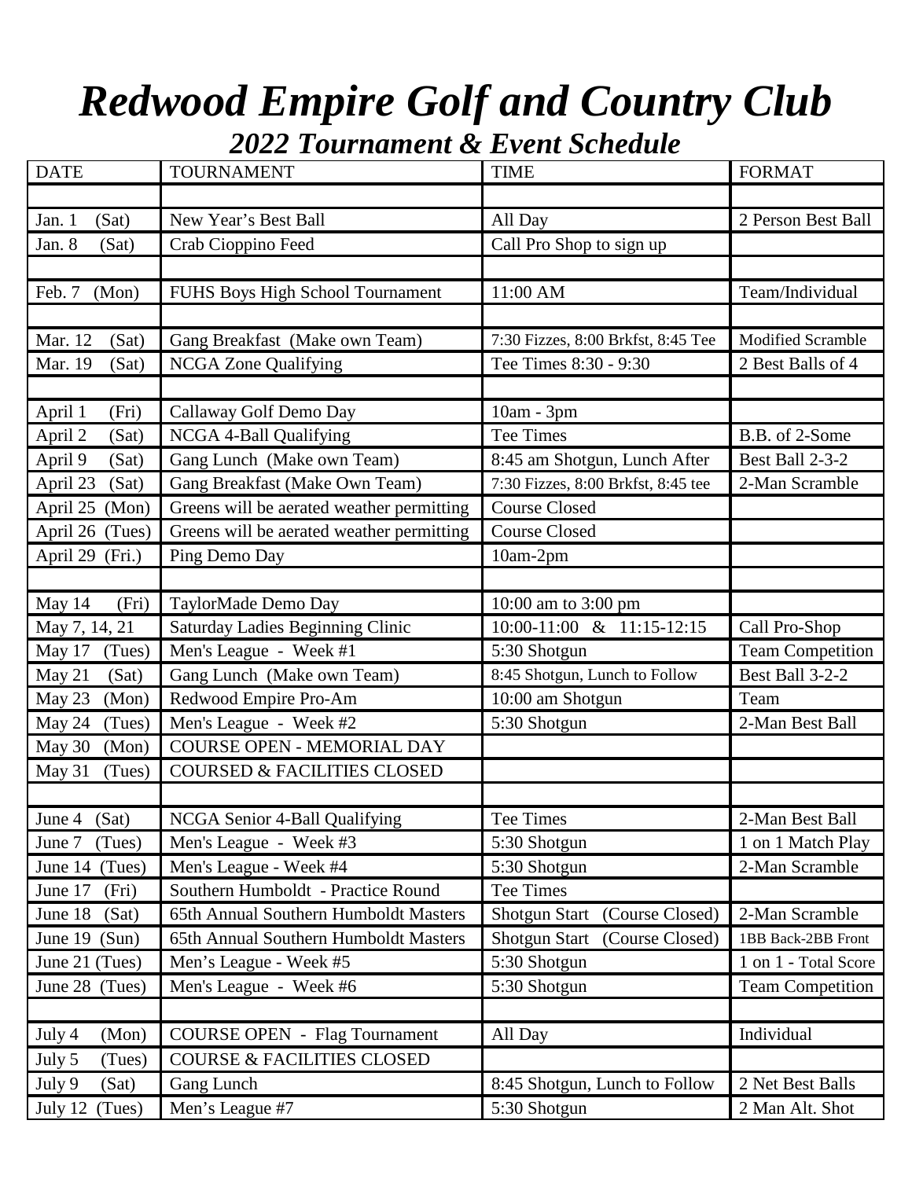# *Redwood Empire Golf and Country Club*

## *2022 Tournament & Event Schedule*

| DATE | TOURNAMENT | TIME | FORMAT |
|---|---|---|---|
| | | | |
| Jan. 1 (Sat) | New Year's Best Ball | All Day | 2 Person Best Ball |
| Jan. 8 (Sat) | Crab Cioppino Feed | Call Pro Shop to sign up | |
| | | | |
| Feb. 7 (Mon) | FUHS Boys High School Tournament | 11:00 AM | Team/Individual |
| | | | |
| Mar. 12 (Sat) | Gang Breakfast (Make own Team) | 7:30 Fizzes, 8:00 Brkfst, 8:45 Tee | Modified Scramble |
| Mar. 19 (Sat) | NCGA Zone Qualifying | Tee Times 8:30 - 9:30 | 2 Best Balls of 4 |
| | | | |
| April 1 (Fri) | Callaway Golf Demo Day | 10am - 3pm | |
| April 2 (Sat) | NCGA 4-Ball Qualifying | Tee Times | B.B. of 2-Some |
| April 9 (Sat) | Gang Lunch (Make own Team) | 8:45 am Shotgun, Lunch After | Best Ball 2-3-2 |
| April 23 (Sat) | Gang Breakfast (Make Own Team) | 7:30 Fizzes, 8:00 Brkfst, 8:45 tee | 2-Man Scramble |
| April 25 (Mon) | Greens will be aerated weather permitting | Course Closed | |
| April 26 (Tues) | Greens will be aerated weather permitting | Course Closed | |
| April 29 (Fri.) | Ping Demo Day | 10am-2pm | |
| | | | |
| May 14 (Fri) | TaylorMade Demo Day | 10:00 am to 3:00 pm | |
| May 7, 14, 21 | Saturday Ladies Beginning Clinic | 10:00-11:00 & 11:15-12:15 | Call Pro-Shop |
| May 17 (Tues) | Men's League - Week #1 | 5:30 Shotgun | Team Competition |
| May 21 (Sat) | Gang Lunch (Make own Team) | 8:45 Shotgun, Lunch to Follow | Best Ball 3-2-2 |
| May 23 (Mon) | Redwood Empire Pro-Am | 10:00 am Shotgun | Team |
| May 24 (Tues) | Men's League - Week #2 | 5:30 Shotgun | 2-Man Best Ball |
| May 30 (Mon) | COURSE OPEN - MEMORIAL DAY | | |
| May 31 (Tues) | COURSED & FACILITIES CLOSED | | |
| | | | |
| June 4 (Sat) | NCGA Senior 4-Ball Qualifying | Tee Times | 2-Man Best Ball |
| June 7 (Tues) | Men's League - Week #3 | 5:30 Shotgun | 1 on 1 Match Play |
| June 14 (Tues) | Men's League - Week #4 | 5:30 Shotgun | 2-Man Scramble |
| June 17 (Fri) | Southern Humboldt - Practice Round | Tee Times | |
| June 18 (Sat) | 65th Annual Southern Humboldt Masters | Shotgun Start (Course Closed) | 2-Man Scramble |
| June 19 (Sun) | 65th Annual Southern Humboldt Masters | Shotgun Start (Course Closed) | 1BB Back-2BB Front |
| June 21 (Tues) | Men's League - Week #5 | 5:30 Shotgun | 1 on 1 - Total Score |
| June 28 (Tues) | Men's League - Week #6 | 5:30 Shotgun | Team Competition |
| | | | |
| July 4 (Mon) | COURSE OPEN - Flag Tournament | All Day | Individual |
| July 5 (Tues) | COURSE & FACILITIES CLOSED | | |
| July 9 (Sat) | Gang Lunch | 8:45 Shotgun, Lunch to Follow | 2 Net Best Balls |
| July 12 (Tues) | Men's League #7 | 5:30 Shotgun | 2 Man Alt. Shot |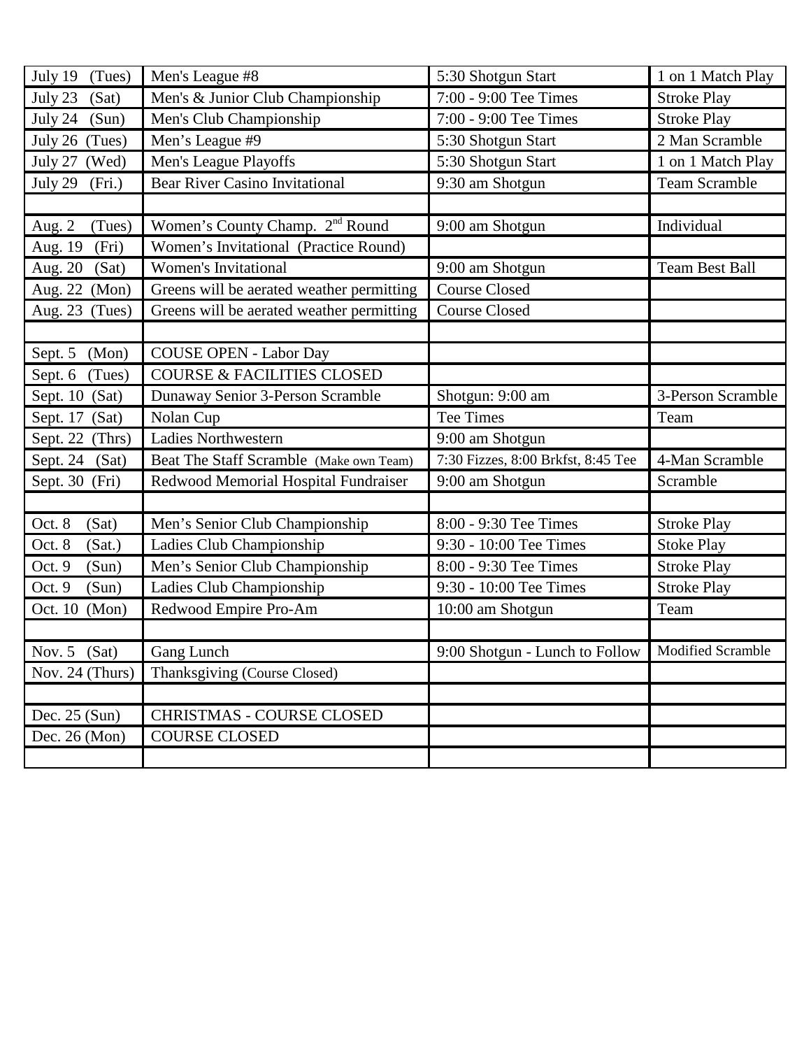| | | | |
|---|---|---|---|
| July 19 (Tues) | Men's League #8 | 5:30 Shotgun Start | 1 on 1 Match Play |
| July 23 (Sat) | Men's & Junior Club Championship | 7:00 - 9:00 Tee Times | Stroke Play |
| July 24 (Sun) | Men's Club Championship | 7:00 - 9:00 Tee Times | Stroke Play |
| July 26 (Tues) | Men's League #9 | 5:30 Shotgun Start | 2 Man Scramble |
| July 27 (Wed) | Men's League Playoffs | 5:30 Shotgun Start | 1 on 1 Match Play |
| July 29 (Fri.) | Bear River Casino Invitational | 9:30 am Shotgun | Team Scramble |
| | | | |
| Aug. 2 (Tues) | Women's County Champ. 2nd Round | 9:00 am Shotgun | Individual |
| Aug. 19 (Fri) | Women's Invitational (Practice Round) | | |
| Aug. 20 (Sat) | Women's Invitational | 9:00 am Shotgun | Team Best Ball |
| Aug. 22 (Mon) | Greens will be aerated weather permitting | Course Closed | |
| Aug. 23 (Tues) | Greens will be aerated weather permitting | Course Closed | |
| | | | |
| Sept. 5 (Mon) | COUSE OPEN - Labor Day | | |
| Sept. 6 (Tues) | COURSE & FACILITIES CLOSED | | |
| Sept. 10 (Sat) | Dunaway Senior 3-Person Scramble | Shotgun: 9:00 am | 3-Person Scramble |
| Sept. 17 (Sat) | Nolan Cup | Tee Times | Team |
| Sept. 22 (Thrs) | Ladies Northwestern | 9:00 am Shotgun | |
| Sept. 24 (Sat) | Beat The Staff Scramble (Make own Team) | 7:30 Fizzes, 8:00 Brkfst, 8:45 Tee | 4-Man Scramble |
| Sept. 30 (Fri) | Redwood Memorial Hospital Fundraiser | 9:00 am Shotgun | Scramble |
| | | | |
| Oct. 8 (Sat) | Men's Senior Club Championship | 8:00 - 9:30 Tee Times | Stroke Play |
| Oct. 8 (Sat.) | Ladies Club Championship | 9:30 - 10:00 Tee Times | Stoke Play |
| Oct. 9 (Sun) | Men's Senior Club Championship | 8:00 - 9:30 Tee Times | Stroke Play |
| Oct. 9 (Sun) | Ladies Club Championship | 9:30 - 10:00 Tee Times | Stroke Play |
| Oct. 10 (Mon) | Redwood Empire Pro-Am | 10:00 am Shotgun | Team |
| | | | |
| Nov. 5 (Sat) | Gang Lunch | 9:00 Shotgun - Lunch to Follow | Modified Scramble |
| Nov. 24 (Thurs) | Thanksgiving (Course Closed) | | |
| | | | |
| Dec. 25 (Sun) | CHRISTMAS - COURSE CLOSED | | |
| Dec. 26 (Mon) | COURSE CLOSED | | |
| | | | |